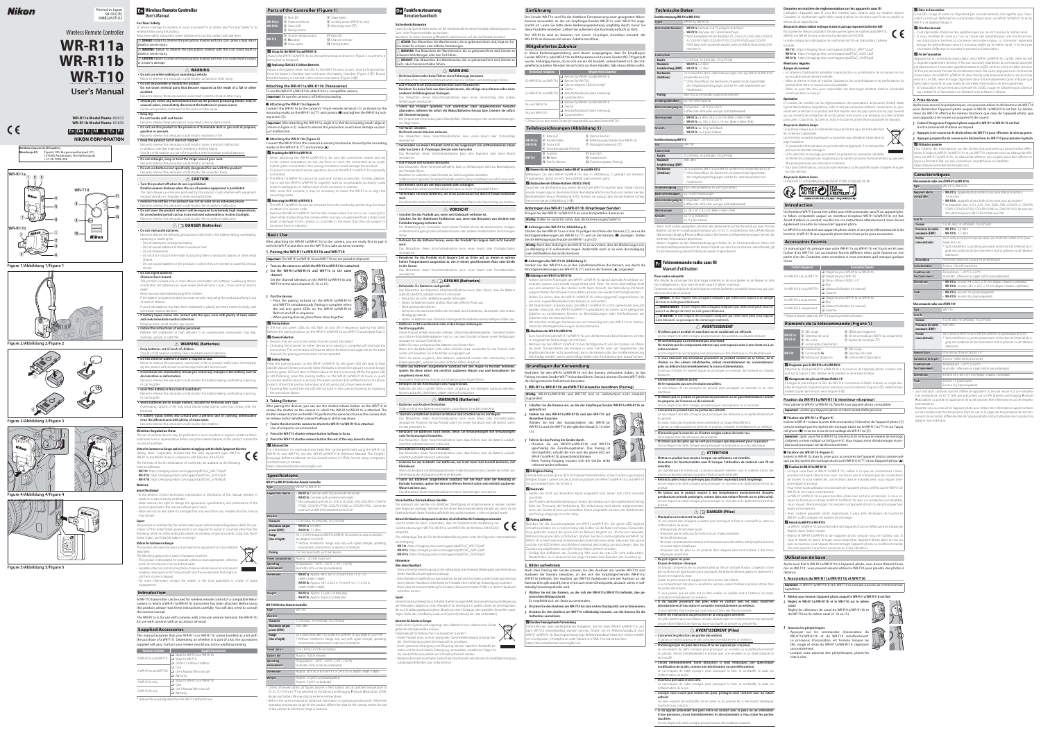Printed in Japan
SB1E02(1E)
6MB267E-02

# Wireless Remote Controller

# WR-R11a WR-R11b WR-T10

## User's Manual

**WR-R11a Model Name:** N2012
**WR-R11b Model Name:** N1839
**WR-T10 Model Name:** N1830

En De Fr

**NIKON CORPORATION**

Figure 1/Abbildung 1/Figure 1

Figure 2/Abbildung 2/Figure 2

Figure 3/Abbildung 3/Figure 3

Figure 4/Abbildung 4/Figure 4

Figure 5/Abbildung 5/Figure 5

# En Wireless Remote Controller User's Manual

## For Your Safety

To prevent damage to property or injury to yourself or to others, read "For Your Safety" in its entirety before using this product.

Keep these safety instructions where all those who use this product will read them.

- **DANGER:** Failure to observe the precautions marked with this icon carries a high risk of death or severe injury.
- **WARNING:** Failure to observe the precautions marked with this icon could result in death or severe injury.
- **CAUTION:** Failure to observe the precautions marked with this icon could result in injury or property damage.

### ⚠ WARNING

- **Do not use while walking or operating a vehicle.** Failure to observe this precaution could result in accidents or other injury.
- **Do not disassemble or modify this product. Do not touch internal parts that become exposed as the result of a fall or other accident.** Failure to observe these precautions could result in electric shock or other injury.
- **Should you notice any abnormalities such as the product producing smoke, heat, or unusual odors, immediately disconnect the batteries or power source.** Continued operation could result in fire, burns or other injury.
- **Keep dry. Do not handle with wet hands.** Failure to observe these precautions could result in fire or electric shock.
- **Do not use this product in the presence of flammable dust or gas such as propane, gasoline or aerosols.** Failure to observe this precaution could result in explosion or fire.
- **Keep this product out of reach of children.** Failure to observe this precaution could result in injury or product malfunction. In addition, note that small parts constitute a choking hazard. Should a child swallow any part of this product, seek immediate medical attention.
- **Do not entangle, wrap or twist the straps around your neck.** Failure to observe this precaution could result in accidents.
- **Do not use batteries not specifically designated for use with this product.** Failure to observe this precaution could result in fire or product malfunction.

### ⚠ CAUTION

- **Turn this product off when its use is prohibited. Disable wireless features when the use of wireless equipment is prohibited.** The radio-frequency emissions produced by this product could interfere with equipment onboard aircraft or in hospitals or other medical facilities.
- **Remove the battery if this product will not be in use for an extended period.** Failure to observe this precaution could result in fire or product malfunction.
- **Do not leave the product where it will be exposed to extremely high temperatures, for an extended period such as in an enclosed automobile or in direct sunlight.** Failure to observe this precaution could result in fire or product malfunction.

### ⚠ DANGER (Batteries)

- **Do not mishandle batteries.** Failure to observe the following precautions could result in the battery leaking, overheating, rupturing, or catching fire:
  - Do not attempt to recharge the battery.
  - Do not expose batteries to flame or excessive heat.
  - Do not disassemble.
  - Do not short-circuit the terminals by touching them to necklaces, hairpins, or other metal objects.
  - Do not expose batteries or the products in which they are inserted to powerful physical shocks.
- **Do not ingest batteries.** The product includes one or more lithium coin/button cell batteries. Swallowing lithium coin/button cell batteries can cause severe internal burns in just 2 hours and can lead to death. Keep new and used batteries away from children. If the battery compartment does not close securely, stop using the product and keep it out of reach of children. If you think batteries might have been swallowed or placed anywhere inside the body, seek immediate medical attention.
- **If battery liquid comes into contact with the eyes, rinse with plenty of clean water and seek immediate medical attention.** Delaying action could result in eye injuries.
- **Follow the instructions of airline personnel.** Batteries left unattended at high altitudes in an unpressurized environment may leak, overheat, rupture or catch fire.

### ⚠ WARNING (Batteries)

- **Keep batteries out of reach of children.** Should a child swallow a battery, seek immediate medical attention.
- **Do not immerse batteries in water or expose to rain.** Failure to observe this precaution could result in fire or product malfunction. Immediately dry the product with a towel or similar object should it become wet.
- **Discontinue use immediately should you notice any changes in the battery, such as discoloration or deformation.** Failure to observe this precaution could result in the battery leaking, overheating, or rupturing.
- **Insert the battery in the correct orientation.** Failure to observe this precaution could result in the battery leaking, overheating, or rupturing.
- **When batteries are no longer needed, insulate the terminals with tape.** Overheating, rupture, or fire may result should metal objects come into contact with the terminals.
- **If battery liquid comes into contact with a person's skin or clothing, immediately rinse the affected area with plenty of clean water.** Failure to observe this precaution could result in skin irritation.

## Wireless Regulation Data

The use of wireless devices may be prohibited in some countries or regions. Contact a Nikon-authorized service representative before using the wireless features of this product outside the country of purchase.

**Notice for Customers in Europe and in Countries Complying with the Radio Equipment Directive**

Hereby, Nikon Corporation declares that the radio equipment types WR-R11a, WR-R11b, and WR-T10 are in compliance with Directive 2014/53/EU.

The full text of the EU declaration of conformity are available at the following internet addresses:

- **WR-R11a:** https://imaging.nikon.com/support/pdf/DoC_WR-R11a.pdf
- **WR-R11b:** https://imaging.nikon.com/support/pdf/DoC_N1839.pdf
- **WR-T10:** https://imaging.nikon.com/support/pdf/DoC_WR-T10.pdf

## Notices

**About This Manual**

- No part of this manual may be reproduced, transmitted, transcribed, stored in a retrieval system, or translated into any language in any form, by any means, without Nikon's prior written permission.
- Nikon reserves the right to change the appearance, specifications, and performance of the product described in this manual without prior notice.
- Nikon will not be held liable for any damages that may result from any mistakes that the manual may contain.

**Export**

This product is controlled by the United States Export Administration Regulations (EAR). The prior permission of the United States government is not required for export to countries other than the following, which as of this writing are subject to embargo or special controls: Cuba, Iran, North Korea, Sudan, and Syria (list subject to change).

**Notice for Customers in Europe**

This symbol indicates that electrical and electronic equipment is to be collected separately.

The following apply only to users in European countries:

- This product is designated for separate collection at an appropriate collection point. Do not dispose of as household waste.
- Separate collection and recycling helps conserve natural resources and prevent negative consequences for human health and the environment that might result from incorrect disposal.
- For more information, contact the retailer or the local authorities in charge of waste management.

## Introduction

A WR-T10 transmitter can be used for wireless remote control of a compatible Nikon camera to which a WR-R11a/WR-R11b transceiver has been attached. Before using this product, please read these instructions carefully. You will also need to consult the camera manual.

## Supplied Accessories

This manual assumes that your WR-R11a or WR-R11b comes bundled as a kit with the purchase of a WR-T10. Depending on whether it is part of a kit, the accessories supplied will vary. Contact your retailer should you notice anything missing.

| Purchase includes | Supplied accessories |
|---|---|
| WR-R11a kit and WR-T10 | Strap for WR-R11a or WR-R11b; Strap for WR-T10; CR2032 3 V lithium battery*; Case; User's Manual (this manual); Warranty |
| WR-R11b kit and WR-T10 | |
| WR-R11a only | Strap for WR-R11a or WR-R11b; Case; User's Manual (this manual); Warranty |
| WR-R11b only | |

\* Remove the insulating sheet from the WR-T10 before first use.

## Parts of the Controller (Figure 1)

| | | |
|---|---|---|
| WR-R11a / WR-R11b | ① Red LED | ⑥ Strap eyelet |
| | ② Channel selector | ⑦ Locking screw (WR-R11a only) |
| | ③ Green LED | ⑧ Mounting mark (▽) |
| | ④ Pairing button | |
| | ⑤ Shutter-release button | |
| WR-T10 | ⑨ Fn button | ⑫ Red LED |
| | ⑩ Strap eyelet | ⑬ Channel selector |
| | ⑪ Pairing button | ⑭ Green LED |

**Straps for the WR-R11a and WR-R11b**

Using the strap to attach the WR-R11a/WR-R11b to the camera strap as shown in Figure 2 to prevent it being lost or dropped.

**Replacing CR2032 3 V Lithium Batteries**

Replace the battery when the LED for the WR-T10 starts to dim. Insert a fingernail behind the battery-chamber latch and open the battery chamber (Figure 3 ①). Ensure that the battery is inserted in the correct orientation (Figure 3 ②).

### Attaching the WR-R11a/WR-R11b (Transceiver)

To use the WR-R11a/WR-R11b, attach it to a compatible camera.

*Important: Be sure the camera is off before proceeding.*

**Attaching the WR-R11a (Figure 4)**

Connect the WR-R11a to the camera's 10-pin remote terminal (①) as shown by the mounting marks on the WR-R11a (▽) and camera, and tighten the WR-R11a locking screw (②).

*Important: After attaching the WR-R11a, angle it so that the mounting marks align as shown in Figure 4 ③. Failure to observe this precaution could cause damage or product malfunction.*

**Attaching the WR-R11b (Figure 5)**

Connect the WR-R11b to the camera's accessory terminal as shown by the mounting marks on the WR-R11b (▽) and camera (▲).

**Attaching the WR-R11a/WR-R11b**

- When attaching the WR-R11a/WR-R11b, be sure the connector match and are in the correct orientation; do not use force or insert the connector at an angle. Inserting the connector in the wrong orientation could damage the product.
- To prevent unintended camera operation, be sure to turn the camera off before attaching or removing the WR-R11a/WR-R11b.
- The WR-R11a/WR-R11b cannot be used with some accessories. Forcibly attempting to use the WR-R11a/WR-R11b with an incompatible accessory could result in damage to, or malfunction of, the accessory or camera. With some film cameras, it may be necessary to rotate the WR-R11a to align the mounting marks.

**Removing the WR-R11a/WR-R11b**

- The WR-R11a/WR-R11b can be removed from the camera by performing the steps in Attach it in reverse.
- Store the WR-R11a/WR-R11b in the camera when it is not in use. Leaving it in a place while transporting the camera either in a bag or suspended from a strap could result in damage to the camera or controller in the event that they are subjected to excessive force or vibration.

## Basic Use

After attaching the WR-R11a/WR-R11b to the camera, you are ready first to pair it with the WR-T10 and then use the WR-T10 to take pictures remotely.

### 1. Pairing the WR-R11a/WR-R11b and WR-T10

*Important: The WR-R11a/WR-R11b and WR-T10 are not paired at shipment.*

1. **Turn on the camera to which the WR-R11a/WR-R11b is attached.**
2. **Set the WR-R11a/WR-R11b and WR-T10 to the same channel.** Set the channel selectors on the WR-R11a/WR-R11b and WR-T10 to the same channel (5, 10, or 15).
3. **Pair the devices.**
   - Press the pairing buttons on the WR-R11a/WR-R11b and WR-T10 simultaneously. Pairing is complete when the red and green LEDs on the WR-R11a/WR-R11b flash on and off in sequence.
   - When pairing devices, place them close together.

**Pairing Failure**

If the red and green LEDs do not flash on and off in sequence, pairing has failed. Release the pairing buttons on the WR-R11a/WR-R11b and WR-T10 and try again.

**Channel Selection**

- Devices that are not on the same channel cannot be paired.
- Changing the channel on either device once pairing is complete will interrupt the connection. The connection will resume when the devices are again set to the same channel; the pairing process need not be repeated.

**Link Mode**

Press the pairing button on the WR-R11a/WR-R11b (the green LED will start to flash quickly (about 5 times a second); Keep the button pressed for about 5 seconds (longer if the green LED will start to flash (about 2 times a second). While the green LED is still flashing, press the pairing button on the WR-T10 (the LEDs flash in quick succession) to finish pairing. The green and red LEDs will flash twice in succession to indicate that pairing has ended and all pairing data have been erased.

- If pairing fails to end, the red LED will not light in this case, and pairing by repeating this procedure above.

### 2. Taking Pictures

After pairing the devices, you can use the shutter-release button on the WR-T10 to release the shutter on the camera to which the WR-R11a/WR-R11b is attached. The shutter-release button on the WR-T10 performs the same function as the camera shutter-release button with the pressed halfway or all the way down.

1. **Press the shutter-release button halfway to focus.** A press of the WR-T10 shutter-release button halfway to focus.
2. **Press the WR-T10 shutter-release button the rest of the way down to shoot.**

**Information**

For information on more advanced tasks that can be performed using the WR-R11a/WR-R11b and WR-T10, see the WR-R11a/WR-R11b/WR-T10 Reference Manual (Foreign Language Reference Manual can be viewed online in HTML format using computers, smartphones, or tablets). https://onlinemanual.nikonimglib.com

## Specifications

**WR-R11a/WR-R11b Wireless Remote Controller**

| | |
|---|---|
| Type | WR-R11a, WR-R11b |
| Supported cameras | **WR-R11a:** Cameras with 10-pin remote terminals*; **WR-R11b:** Cameras with accessory terminals*. *Incompatible with the D1, D1H, D1X, D2H, D2X, D2Xs, COOLPIX P7000, COOLPIX P7100, COOLPIX P7700, COOLPIX P7800 and COOLPIX A. Cannot be used with WR-R10 and WR-1s or the D100. |
| **Wireless** | |
| Standard | 2.4 GHz (2.4 GHz band), 15 channels |
| Maximum output power (EIRP) | **WR-R11a:** 0.4 dBm; **WR-R11b:** 1.1 dBm |
| Range (line of sight) | 20 m (line-of-sight between WR-R11a/WR-R11b and wireless remote controllers, such as WR-T10); can vary with signal strength, operating environment, and presence or absence of obstacles |
| Pairing | Can be paired with up to 64 devices |
| Power consumption | Approx. 120 mW maximum |
| Operating environment | Temperature: –20 °C – +50 °C; Humidity: 85% or less (no condensation) |
| Dimensions | **WR-R11a:** Approx. 44 × 36.5 × 28 mm (1.8 × 1.5 × 1.1 in.); **WR-R11b:** Approx. 34.5 × 26.5 × 16 mm (1.4 × 1.1 × 0.6 in.) (width × height × depth) |
| Weight | **WR-R11a:** Approx. 14 g (0.5 oz) (body only); **WR-R11b:** Approx. 8 g (0.3 oz) (body only) |

**WR-T10 Wireless Remote Controller**

| | |
|---|---|
| Type | WR-T10 |
| **Wireless** | |
| Standard | 2.4 GHz (2.4 GHz band), 15 channels |
| Maximum output power (EIRP) | 2.8 dBm |
| Range (line of sight) | 20 m (line-of-sight between WR-R11a/WR-R11b and WR-T10)*; *Without interference. Range may vary with signal strength, operating environment and presence or absence of obstacles. |
| Power source | One CR2032 3 V lithium battery |
| Battery life | Approx. 10,000 releases |
| Operating environment | Temperature: –20 °C – +50 °C; Humidity: 85% or less (no condensation) |
| Dimensions | Approx. 58 × 34 × 14 mm (2.3 × 1.4 × 0.6 in.) (width × height × depth) |
| Weight | Approx. 16 g (0.6 oz) (including battery); Approx. 13 g (0.5 oz) (body only) |

- Unless otherwise stated, all figures assume a fresh battery and an ambient temperature of 23 ±3 °C (73.4 ± 5.4 °F) as specified by the Camera and Imaging Products Association (CIPA). Average battery life may drop at extreme temperatures.
- Refer to the camera manual for additional information on operating environment. Where the operating temperature range for this product differs from that for the camera, restrict the use of this product to whichever range is narrower.

# De Funkfernsteuerung Benutzerhandbuch

## Sicherheitshinweise

Lesen Sie die Sicherheitshinweise vor der Verwendung dieses Produkts vollständig durch, um Sach- oder Personenschäden zu verhindern.

Bewahren Sie diese Hinweise griffbereit für alle Personen auf, die das Produkt benutzen.

- **GEFAHR:** Das Missachten der Warnhinweise, die so gekennzeichnet sind, birgt ein hohes Risiko für schwere Verletzungen oder Tod.
- **WARNUNG:** Das Missachten der Warnhinweise, die so gekennzeichnet sind, könnte zu schweren Verletzungen oder zum Tod führen.
- **VORSICHT:** Das Missachten der Warnhinweise, die so gekennzeichnet sind, könnte zu Verletzungen oder Sachschäden führen.

### ⚠ WARNUNG

- **Nicht im Gehen oder beim Führen eines Fahrzeugs benutzen.** Das Missachten dieser Vorsichtsmaßnahme kann zu Unfällen und Verletzungen führen.
- **Das Produkt nicht auseinandernehmen oder modifizieren. Berühren Sie keine Teile aus dem Geräteinneren, die infolge eines Sturzes oder eines anderen Unfalls freiliegen.** Das Missachten dieser Vorsichtsmaßnahmen kann einen Stromschlag oder andere Verletzungen verursachen.
- **Sollte am Produkt Qualm, Hitze oder ein ungewöhnlicher Geruch auftreten, sofort die Batterie bzw. Stromversorgung abtrennen.** Die fortgesetzte Verwendung kann Brand, Verbrennungen oder andere Verletzungen zur Folge haben.
- **Vor Nässe schützen. Nicht mit nassen Händen anfassen.** Das Missachten dieser Vorsichtsmaßnahmen kann einen Brand oder Stromschlag verursachen.
- **Verwenden Sie dieses Produkt nicht in der Umgebung von entzündlichem Staub oder Gas (wie z. B. Propangas, Benzin oder Aerosole).** Das Missachten dieser Vorsichtsmaßnahme kann eine Explosion oder einen Brand verursachen.
- **Das Produkt von Kindern fernhalten.** Das Missachten dieser Vorsichtsmaßnahme kann zu Verletzungen oder zur Beschädigung des Produkts führen. Beachten Sie außerdem, dass Kleinteile ein Erstickungsrisiko darstellen. Sollte ein Kind irgendein Teil dieses Produkts verschlucken, sofort ärztliche Hilfe in Anspruch nehmen.
- **Die Riemen nicht um den Hals wickeln oder schlingen.** Das Missachten dieser Vorsichtsmaßnahme kann zu einem Unglücksfall führen.
- **Verwenden Sie keine Batterien, die nicht ausdrücklich für dieses Produkt bestimmt sind.** Das Missachten dieser Vorsichtsmaßnahme kann einen Brand oder Fehlfunktionen verursachen.

### ⚠ VORSICHT

- **Schalten Sie das Produkt aus, wenn dessen Gebrauch verboten ist. Schalten Sie die drahtlosen Funktionen aus, wenn das Benutzen von Geräten mit Funksteuerung verboten ist.** Die Abstrahlung von Funkwellen durch dieses Produkt könnte die elektronischen Anlagen an Bord eines Flugzeugs oder in Krankenhäusern oder anderen medizinischen Einrichtungen stören.
- **Nehmen Sie die Batterie heraus, wenn das Produkt für längere Zeit nicht benutzt wird.** Das Missachten dieser Vorsichtsmaßnahme kann einen Brand oder Fehlfunktionen verursachen.
- **Bewahren Sie das Produkt nicht längere Zeit an Orten auf, an denen es extrem hohen Temperaturen ausgesetzt ist, wie in einem geschlossenen Auto oder direkt in der Sonne.** Das Missachten dieser Vorsichtsmaßnahme kann einen Brand oder Fehlfunktionen verursachen.

### ⚠ GEFAHR (Batterien)

- **Behandeln Sie Batterien sachgemäß.** Das Missachten der folgenden Vorsichtsmaßnahmen kann dazu führen, dass die Batterie ausläuft, überhitzt, aufplatzt oder sich entzündet:
  - Versuchen Sie nicht, die Batterie aufzuladen.
  - Setzen Sie Batterien keiner großen Hitze oder offenem Feuer aus.
  - Nicht auseinandernehmen.
  - Verhindern Sie Kurzschlüsse der Kontakte durch Halsketten, Haarnadeln oder andere Metallgegenstände.
  - Setzen Sie Batterien bzw. Produkte mit eingesetzten Batterien keinen kräftigen Stößen aus.
- **Batterien nicht verschlucken oder in den Körper einbringen.** Dieses Produkt enthält eine oder mehrere Lithium-Knopfzellenbatterien. Das Verschlucken von Lithium-Knopfzellenbatterien kann in nur zwei Stunden schwere innere Verbrennungen verursachen und zum Tod führen. Halten Sie neue und gebrauchte Batterien von Kindern fern. Wenn sich das Batteriefach nicht sicher verschließen lässt, verwenden Sie das Produkt nicht weiter und bewahren Sie es für Kinder unzugänglich auf. Wenn Sie davon ausgehen, dass Batterien verschluckt wurden oder anderweitig in den Körper gelangten, nehmen Sie sofort ärztliche Hilfe in Anspruch.
- **Sollte aus der Batterie ausgetretene Substanz mit den Augen in Kontakt kommen, spülen Sie diese sofort mit reichlich sauberem Wasser aus und suchen Sie einen Arzt auf.** Verzögerte Maßnahmen können zur Schädigung der Augen führen.
- **Befolgen Sie die Anweisungen des Flugpersonals.** Batterien, die sich in großer Höhe in einer Umgebung mit niedrigem Luftdruck befinden, können auslaufen, überhitzen, platzen oder sich entzünden.

### ⚠ WARNUNG (Batterien)

- **Batterien von Kindern fernhalten.** Sollte ein Kind eine Batterie verschlucken, sofort ärztliche Hilfe in Anspruch nehmen.
- **Tauchen Sie Batterien niemals ins Wasser und schützen Sie sie vor Regen.** Das Missachten dieser Vorsichtsmaßnahme kann einen Brand oder Fehlfunktionen verursachen. Trocknen Sie das Produkt sofort mit einem Handtuch oder Ähnlichem ab, wenn es nass geworden ist.
- **Verwenden Sie Batterien nicht weiter, wenn Sie Veränderungen wie Verfärbungen oder Verformungen feststellen.** Das Missachten dieser Vorsichtsmaßnahme kann dazu führen, dass die Batterie ausläuft, überhitzt oder aufplatzt.
- **Die Batterie richtig herum einsetzen.** Das Missachten dieser Vorsichtsmaßnahme kann dazu führen, dass die Batterie ausläuft, überhitzt oder aufplatzt.
- **Isolieren Sie die Kontakte von Batterien, die nicht mehr benutzt werden, mit Klebeband.** Wenn die Kontakte mit Metallgegenständen in Berührung kommen, kann es zu Überhitzung, Platzen oder Entzündung kommen.
- **Sollte aus der Batterie ausgetretene Substanz mit der Haut oder der Kleidung in Kontakt kommen, spülen Sie die betroffene Stelle sofort mit reichlich sauberem Wasser ab.** Das Missachten dieser Vorsichtsmaßnahme kann Hautreizungen verursachen.

**Vorschriften für kabellose Geräte**

Der Gebrauch von Geräten mit drahtloser Übertragung ist möglicherweise in einigen Ländern oder Regionen verboten. Wenden Sie sich an einen Nikon-Kundendienst, bevor Sie die drahtlosen Funktionen dieses Produkts außerhalb des Landes benutzen, in dem es gekauft wurde.

**Hinweis für Kunden in Europa und in Ländern, die die Richtlinie für Funkanlagen anwenden**

Hiermit erklärt die Nikon Corporation, dass die Funkanlagentypen WR-R11a, WR-R11b und WR-T10 der Richtlinie 2014/53/EU entsprechen.

Der vollständige Text der EU-Konformitätserklärung steht unter der folgenden Internetadresse zur Verfügung:

- **WR-R11a:** https://imaging.nikon.com/support/pdf/DoC_WR-R11a.pdf
- **WR-R11b:** https://imaging.nikon.com/support/pdf/DoC_N1839.pdf
- **WR-T10:** https://imaging.nikon.com/support/pdf/DoC_WR-T10.pdf

**Hinweise**

**Über dieses Handbuch**

- Ohne vorherige schriftliche Genehmigung durch Nikon darf dieses Handbuch weder vollständig noch teilweise vervielfältigt, übertragen, abgeschrieben, in einem Datenspeichersystem aufgenommen oder in eine andere Sprache übersetzt werden.
- Nikon behält sich das Recht vor, das Aussehen, die technischen Daten und die Leistungsmerkmale des in diesem Handbuch beschriebenen Produkts ohne vorherige Ankündigung zu ändern.
- Nikon übernimmt keine Haftung für Schäden, die aus eventuellen Fehlern in diesem Handbuch resultieren.

**Export**

Dieses Produkt unterliegt den US-Ausfuhrbestimmungen (EAR). Eine Genehmigung der Regierung der Vereinigten Staaten ist nicht erforderlich für den Export in andere Länder als den folgenden, die zum Erstellungszeitpunkt dieser Hinweise Embargos oder speziellen Kontrollen unterliegen: Kuba, Iran, Nordkorea, Sudan und Syrien (Änderung der Liste vorbehalten).

**Hinweise für Kunden in Europa**

Durch dieses Symbol wird angezeigt, dass elektrische bzw. elektronische Geräte getrennt entsorgt werden müssen.

Folgendes gilt für Verbraucher in europäischen Ländern:

- Dieses Produkt muss an einer geeigneten Sammelstelle separat entsorgt werden. Eine Entsorgung über den Hausmüll ist unzulässig.
- Durch getrennte Entsorgung und Recycling können natürliche Rohstoffe bewahrt und die durch falsche Entsorgung verursachten, schädlichen Folgen für die menschliche Gesundheit und Umwelt verhindert werden.
- Weitere Informationen erhalten Sie bei Ihrem Fachhändler oder bei den für die Abfallentsorgung zuständigen Behörden bzw. Unternehmen.

## Einführung

Der Sender WR-T10 wird für die drahtlose Fernsteuerung einer geeigneten Nikon-Kamera verwendet, an der ein Empfänger/Sender WR-R11a oder WR-R11b angebracht ist. Lesen Sie bitte diese Bedienungsanleitung sorgfältig, bevor Sie dieses Produkt verwenden. Ziehen Sie ebenfalls das Kamerahandbuch zu Rate.

Die WR-R11a wird an Kameras mit einem 10-poligen Anschluss verwendet, die WR-R11b an Kameras mit einem Zubehöranschluss.

## Mitgeliefertes Zubehör

In dieser Bedienungsanleitung wird davon ausgegangen, dass der Empfänger/Sender WR-R11a oder WR-R11b als Kit zusammen mit einem Sender WR-T10 gekauft wurde. Abhängig davon, ob es sich um ein Kit handelt, unterscheidet sich das mitgelieferte Zubehör. Wenden Sie sich bitte an Ihren Händler, falls etwas fehlen sollte.

| Beim Kauf enthalten | Mitgeliefertes Zubehör |
|---|---|
| Ein WR-R11a-Kit und WR-T10 | Riemen für WR-R11a oder WR-R11b; Riemen für WR-T10; Lithiumbatterie CR2032 (3 V)*; Tasche; Benutzerhandbuch (diese Anleitung); Garantieschein |
| Ein WR-R11b-Kit und WR-T10 | |
| Nur ein WR-R11a | Riemen für WR-R11a oder WR-R11b; Tasche; Benutzerhandbuch (diese Anleitung); Garantieschein |
| Nur ein WR-R11b | |

\* Ziehen Sie vor dem ersten Einsatz die Isolierfolie aus dem WR-T10 heraus.

## Teilebezeichnungen (Abbildung 1)

| | | |
|---|---|---|
| WR-R11a / WR-R11b | ① Rote LED | ⑥ Öse für Riemen |
| | ② Kanalwähler | ⑦ Befestigungsschraube (nur WR-R11a) |
| | ③ Grüne LED | ⑧ Montagemarkierung (▽) |
| | ④ Zuordnungstaste (Pairing) | |
| | ⑤ Auslöser | |
| WR-T10 | ⑨ Fn-Taste | ⑫ Rote LED |
| | ⑩ Öse für Riemen | ⑬ Kanalwähler |
| | ⑪ Zuordnungstaste (Pairing) | ⑭ Grüne LED |

**Riemen für den Empfänger/Sender WR-R11a und WR-R11b**

Befestigen Sie den WR-R11a/WR-R11b wie in Abbildung 2 gezeigt am Kamera-Trageriemen, damit er nicht herunterfällt oder verloren geht.

**Austauschen der Lithium-Batterie CR2032 (3 Volt)**

Tauschen Sie die Batterie aus, wenn die LED am WR-T10 dunkler wird. Ziehen Sie mit einem Fingernagel die Verriegelung des Batteriefachs aus und öffnen Sie das Batteriefach (Abbildung 3 ①). Achten Sie darauf, dass Sie die Batterie richtig herum einsetzen (Abbildung 3 ②).

### Anbringen des WR-R11a/WR-R11b (Empfänger/Sender)

Bringen Sie den WR-R11a/WR-R11b an einer kompatiblen Kamera an.

*Wichtig: Stellen Sie zunächst sicher, dass die Kamera ausgeschaltet ist.*

**Anbringen des WR-R11a (Abbildung 4)**

Stecken Sie den WR-R11a so in den 10-poligen Anschluss der Kamera (①), wie es die Montagemarkierungen am WR-R11a (▽) und an der Kamera anzeigen. Ziehen Sie die Befestigungsschraube am WR-R11a an (②).

*Wichtig: Nach dem Anbringen des WR-R11a ist zu beachten, dass die Markierungen wie in Abbildung 4 ③ aufeinander zeigen. Andernfalls kann es zu Beschädigungen oder Fehlfunktionen des Geräts kommen.*

**Anbringen des WR-R11b (Abbildung 5)**

Stecken Sie den WR-R11b so in den Zubehöranschluss der Kamera, wie es durch die Montagemarkierungen am WR-R11b (▽) und an der Kamera (▲) angezeigt.

**Anbringen des WR-R11a/WR-R11b**

- Achten Sie beim Anbringen des WR-R11a/WR-R11b darauf, dass die Anschlüsse zueinander passen und korrekt ausgerichtet sind. Üben Sie keine übermäßige Kraft aus und verkanten Sie den Stecker nicht. Wenn Sie den Stecker mit falscher Ausrichtung einstecken, kann das Produkt beschädigt werden.
- Um eine unbeabsichtigte Betätigung der Kamera zu verhindern, schalten Sie die Kamera unbedingt aus, bevor Sie den WR-R11a/WR-R11b anbringen oder abnehmen.
- Manchmal kann der WR-R11a/WR-R11b nicht mit anderem Zubehör zusammen verwendet werden. Wenn Sie den WR-R11a/WR-R11b gewaltsam mit einem nicht geeigneten Zubehör zu kombinieren versuchen, können das Zubehör oder die Kamera beschädigt werden oder Fehlfunktionen aufweisen.
- Bei manchen analogen Kameras kann es notwendig sein, den WR-R11a zu drehen, damit die Montagemarkierungen übereinstimmen.

**Abnehmen des WR-R11a/WR-R11b**

- Zum Abnehmen des WR-R11a/WR-R11b von der Kamera die beschriebenen Schritte in umgekehrter Reihenfolge durchführen.
- Nehmen Sie den WR-R11a/WR-R11b bei Nichtgebrauch von der Kamera ab. Wenn Sie beim Transportieren der Kamera in einer Tasche oder am Trageriemen den Empfänger/Sender nicht abnehmen, kann es bei übermäßiger Kraft oder Erschütterung zu Beschädigungen der Kamera oder des Empfängers/Senders kommen.

## Grundlagen der Verwendung

Nachdem Sie den WR-R11a/WR-R11b an der Kamera anbringen haben, ist das Pairing (die Zuordnung) mit dem Sender WR-T10 durchzuführen. Danach können Sie mit dem WR-T10 das Fernsteuern der Kamera benutzen.

### 1. WR-R11a/WR-R11b und WR-T10 einander zuordnen (Pairing)

*Wichtig: WR-R11a/WR-R11b und WR-T10 sind im Lieferzustand nicht einander zugeordnet.*

1. **Schalten Sie die Kamera ein, an der der Empfänger/Sender WR-R11a/WR-R11b angebracht ist.**
2. **Stellen Sie den WR-R11a/WR-R11b und den WR-T10 auf denselben Kanal ein.** Wählen Sie mit den Kanalschaltern des WR-R11a/WR-R11b und des WR-T10 denselben Kanal (5, 10 oder 15).
3. **Führen Sie das Pairing der Geräte durch.**
   - Drücken Sie am WR-R11a/WR-R11b und WR-T10 gleichzeitig die Zuordnungstasten. Das Pairing ist dann abgeschlossen, wenn die rote und grüne LED am WR-R11a/WR-R11b abwechselnd blinken.
   - Während des Pairing-Vorgangs müssen sich die Geräte dicht beieinander befinden.

**Erfolglose Pairing**

Wenn die rote und grüne LED nicht abwechselnd blinken, ist der Zuordnungsvorgang fehlgeschlagen. Lassen Sie die Zuordnungstasten am WR-R11a/WR-R11b und WR-T10 los und versuchen Sie es erneut.

**Kanalwahl**

- Geräte, die nicht auf denselben Kanal eingestellt sind, lassen sich nicht einander zuordnen.
- Das Ändern des Kanals an einem der Geräte nach abgeschlossenem Pairing führt zur Trennung der Verbindung. Die Verbindung wird wieder aufgenommen, wenn die Geräte erneut auf denselben Kanal eingestellt werden; das Wiederholen des Pairing-Vorgangs ist nicht nötig.

**Pairing aufheben**

Drücken Sie die Zuordnungstaste am WR-R11a/WR-R11b; die grüne LED beginnt schnell zu blinken (ca. 5-mal pro Sekunde). Halten Sie die Taste noch etwa 5 Sekunden lang gedrückt, worauf die grüne LED langsamer zu blinken beginnt (ca. 2-mal pro Sekunde). Während die grüne LED noch blinkt, drücken Sie die Zuordnungstaste am WR-R11a/WR-R11b schnell zweimal hintereinander. Innerhalb etwa einer Sekunde blinken die grüne und die rote LED zweimal gleichzeitig und geben damit zu erkennen, dass das Pairing aufgehoben ist und alle Pairing-Daten gelöscht wurden.

- Schlägt das Aufheben der Zuordnung fehl, wird die rote LED nicht aufleuchten. Wiederholen Sie in diesem Fall die obige Prozedur zum Aufheben der Zuordnung.

### 2. Bilder aufnehmen

Nach dem Pairing der Geräte können Sie den Auslöser am Sender WR-T10 zum Auslösen der Kamera benutzen, an der sich der Empfänger/Sender WR-R11a/WR-R11b befindet. Der Auslöser am WR-T10 funktioniert wie der Auslöser an der Kamera: Drücken Sie ihn bis zum ersten Druckpunkt, um scharfzustellen, wenn er vollständig heruntergedrückt wird.

1. **Drücken Sie den Auslöser am WR-T10 bis zum ersten Druckpunkt, um zu fokussieren.**
2. **Drücken Sie den Auslöser am WR-T10 vollständig herunter, um die Kamera für die Aufnahme auszulösen.**

**Weitere Informationen**

Informationen zu fortgeschrittenen Anwendungen, die mit dem WR-R11a/WR-R11b und dem WR-T10 möglich sind, finden Sie im Referenzhandbuch für den WR-R11a/WR-R11b/WR-T10. Das Referenzhandbuch kann online im HTML-Format mit Computern, Smartphones oder Tablets angezeigt werden. https://onlinemanual.nikonimglib.com

## Technische Daten

**Funkfernsteuerung WR-R11a/WR-R11b**

| | |
|---|---|
| Typ | WR-R11a, WR-R11b |
| Unterstützte Kameras | **WR-R11a:** Kameras mit einem 10-poligen Anschluss*; **WR-R11b:** Kameras mit Zubehöranschluss*. *Nicht kompatibel mit D1, D1H, D1X, D2H, D2X, D2Xs, COOLPIX P7000, COOLPIX P7100, COOLPIX P7700, COOLPIX P7800 und COOLPIX A. Kann nicht zusammen mit WR-R10 und WR-1s oder D100 verwendet werden. |
| **Funkverbindung** | |
| Kanäle | 2,4 GHz (2,4-GHz-Band), 15 Kanäle |
| Maximale Sendeleistung (EIRP) | **WR-R11a:** 0,4 dBm; **WR-R11b:** 1,1 dBm |
| Reichweite (Sichtlinie) | 20 m (Sichtlinie zwischen WR-R11a/WR-R11b und Funkfernsteuerungen, z. B. WR-T10); variiert mit der Signalstärke, der Betriebsumgebung und dem Vorhandensein von Hindernissen |
| Pairing | Kann mit bis zu 64 Geräten zugeordnet werden |
| Leistungsaufnahme | Ca. 120 mW maximal |
| Betriebsbedingungen | Temperatur: –20 °C bis +50 °C; Luftfeuchtigkeit: 85 % oder weniger (nicht kondensierend) |
| Abmessungen | **WR-R11a:** ca. 44 × 36,5 × 28 mm; **WR-R11b:** ca. 34,5 × 26,5 × 16 mm (Breite × Höhe × Tiefe) |
| Gewicht | **WR-R11a:** ca. 14 g (nur Gehäuse); **WR-R11b:** ca. 8 g (nur Gehäuse) |

**Funkfernsteuerung WR-T10**

| | |
|---|---|
| Typ | WR-T10 |
| **Funkverbindung** | |
| Kanäle | 2,4 GHz (2,4-GHz-Band), 15 Kanäle |
| Maximale Sendeleistung (EIRP) | 2,8 dBm |
| Reichweite (Sichtlinie) | 20 m (Sichtlinie zwischen WR-R11a/WR-R11b und WR-T10)*; *Ohne Störungen. Die Reichweite kann je nach Signalstärke, Betriebsumgebung und Hindernissen variieren. |
| Stromversorgung | Eine Lithiumbatterie CR2032 (3 V) |
| Batterielebensdauer | Ca. 10.000 Auslösungen |
| Betriebsbedingungen | Temperatur: –20 °C bis +50 °C; Luftfeuchtigkeit: 85 % oder weniger (nicht kondensierend) |
| Abmessungen | Ca. 58 × 34 × 14 mm (Breite × Höhe × Tiefe) |
| Gewicht | Ca. 16 g (mit Batterie); ca. 13 g (nur Gehäuse) |

- Sofern nicht anders angegeben, gelten alle Werte für eine frische Batterie und eine Umgebungstemperatur von 23 ±3 °C gemäß dem Standard der CIPA (Camera and Imaging Products Association). Die Batterielebensdauer kann bei extremen Temperaturen abnehmen.
- Weitere Informationen zu den Betriebsbedingungen finden Sie im Kamerahandbuch. Wenn sich der Betriebstemperaturbereich dieses Produkts von dem der Kamera unterscheidet, verwenden Sie das Produkt nur im engeren Bereich.

# Fr Télécommande radio sans fil Manuel d'utilisation

**Données en matière de réglementation sur les appareils sans fil**

L'utilisation d'appareils sans fil peut être interdite dans certains pays ou certaines régions. Consultez un représentant Nikon agréé avant d'utiliser les fonctions sans fil de ce produit en dehors de son pays d'achat.

**Avis pour la clientèle en Europe et dans les pays qui respectent la directive RED**

Par la présente, Nikon Corporation déclare que les types d'équipement radio WR-R11a, WR-R11b et WR-T10 sont conformes à la directive 2014/53/UE.

Le texte intégral de la déclaration de conformité de l'UE est disponible aux adresses Internet suivantes :

- **WR-R11a :** https://imaging.nikon.com/support/pdf/DoC_WR-R11a.pdf
- **WR-R11b :** https://imaging.nikon.com/support/pdf/DoC_N1839.pdf
- **WR-T10 :** https://imaging.nikon.com/support/pdf/DoC_WR-T10.pdf

**Mentions légales**

**À propos de ce manuel**

- Les manuels ne peuvent être reproduits, transmis, transcrits, stockés dans un système de recherche documentaire ou traduits en une langue quelconque, en tout ou en partie, et quels qu'en soient les moyens, sans accord écrit préalable de Nikon.
- Nikon se réserve le droit de modifier l'apparence, les caractéristiques et les performances du produit décrit dans ce manuel sans avis préalable.
- Nikon ne peut être tenu pour responsable des dommages résultant d'erreurs éventuelles contenues dans ce manuel.

**Exportation**

Ce produit est contrôlé par les réglementations des exportations américaines (United States Export Administration Regulations, EAR). Il n'est pas nécessaire d'obtenir l'autorisation du gouvernement américain pour exporter ce produit dans des pays autres que les pays suivants qui, au moment de la rédaction de ce document, sont soumis à un embargo ou à des contrôles particuliers : Cuba, l'Iran, la Corée du Nord, le Soudan et la Syrie (liste susceptible de changer).

**Avis pour la clientèle en Europe**

Ce symbole indique que le matériel électrique et électronique doit être jeté dans les conteneurs appropriés.

Les mentions suivantes s'appliquent uniquement aux utilisateurs situés dans les pays européens :

- Ce produit doit être jeté dans un point de collecte approprié. Il ne doit pas être jeté avec les déchets ménagers.
- Le tri sélectif et le recyclage permettent de préserver les ressources naturelles et d'éviter les conséquences négatives pour la santé humaine et l'environnement qui peuvent être provoquées par une élimination incorrecte.
- Pour plus d'informations, contactez votre revendeur ou les autorités locales chargées de la gestion des déchets.

**Pour la France uniquement**

CE PRODUIT ET SON EMBALLAGE RELÈVENT D'UNE CONSIGNE DE TRI

## Pour votre sécurité

Afin d'éviter de provoquer des dommages matériels ou de vous blesser ou de blesser un tiers, lisez intégralement « Pour votre sécurité » avant d'utiliser ce produit.

Conservez ces consignes de sécurité dans un endroit facilement accessible à tous ceux qui pourraient se servir de ce produit.

- **DANGER :** le non-respect des consignes indiquées par cette icône expose à un danger de mort ou à de graves blessures.
- **AVERTISSEMENT :** le non-respect des consignes indiquées par cette icône peut vous exposer à un danger de mort ou à de graves blessures.
- **ATTENTION :** le non-respect des consignes indiquées par cette icône peut vous exposer à des blessures ou provoquer des dommages matériels.

### ⚠ AVERTISSEMENT

- **N'utilisez pas ce produit en marchant ou en conduisant un véhicule.** Le non-respect de cette consigne peut provoquer des accidents ou d'autres blessures.
- **Ne démontez pas ou ne modifiez pas ce produit. Ne touchez pas les composants internes qui sont exposés suite à une chute ou à un autre accident.** Le non-respect de ces consignes peut provoquer un choc électrique ou d'autres blessures.
- **Si vous remarquez une quelconque anomalie provenant du produit comme de la fumée, de la chaleur ou des odeurs inhabituelles, retirez immédiatement les accumulateurs/piles ou débranchez la source d'alimentation.** Continuer d'utiliser le matériel risque de provoquer un incendie, des brûlures ou d'autres blessures.
- **Gardez votre matériel au sec. Ne le manipulez pas avec les mains mouillées.** Le non-respect de ces consignes peut provoquer un incendie ou un choc électrique.
- **N'utilisez pas ce produit en présence de poussières ou de gaz inflammables comme du propane, de l'essence ou des aérosols.** Le non-respect de cette consigne peut provoquer une explosion ou un incendie.
- **Conservez ce produit hors de portée des enfants.** Le non-respect de cette consigne peut provoquer des blessures ou le dysfonctionnement du produit. En outre, notez que les petites pièces présentent un risque d'étouffement. Si jamais un enfant avalait une pièce de ce produit, consultez immédiatement un médecin.
- **N'enroulez pas, n'entortillez pas ou ne tordez pas les courroies autour de votre cou.** Le non-respect de cette consigne peut provoquer des accidents.
- **N'utilisez pas d'accumulateurs/de piles non conçu(e)s spécifiquement pour ce produit.** Le non-respect de cette consigne peut provoquer un incendie ou le dysfonctionnement du produit.

### ⚠ ATTENTION

- **Mettez ce produit hors tension lorsque son utilisation est interdite. Désactivez les fonctionnalités sans fil lorsque l'utilisation d'un matériel sans fil est interdite.** Les radiofréquences émises par ce produit peuvent interférer avec le matériel à bord des avions ou dans les hôpitaux ou autres infrastructures médicales.
- **Retirez la pile si vous ne prévoyez pas d'utiliser ce produit avant longtemps.** Le non-respect de cette consigne peut provoquer un incendie ou le dysfonctionnement du produit.
- **Ne laissez pas le produit exposé à des températures excessivement chaudes pendant une période prolongée, comme dans une voiture fermée ou en plein soleil.** Le non-respect de cette consigne peut provoquer un incendie ou le dysfonctionnement du produit.

### ⚠ DANGER (Piles)

- **Manipulez correctement les piles.** Le non-respect des consignes suivantes peut provoquer la fuite, la surchauffe, la casse ou l'inflammation de la pile :
  - N'essayez pas de recharger la pile.
  - N'exposez pas les piles aux flammes ni à une chaleur excessive.
  - Ne les démontez pas.
  - Ne court-circuitez pas les contacts en les touchant avec des colliers, des épingles à cheveux ou autres objets métalliques.
  - N'exposez pas les piles ou les produits dans lesquels elles sont insérées à des chocs physiques importants.
- **N'ingérez pas les piles.** Ce produit contient une ou plusieurs piles bouton au lithium. Ingérer une pile bouton au lithium peut provoquer de graves brûlures internes en seulement 2 heures et peut entraîner la mort. Conservez les piles neuves et usagées hors de portée des enfants. Si le logement de la pile ne ferme pas correctement, cessez d'utiliser le produit et conservez-le hors de portée des enfants. Si vous pensez que des piles ont été avalées ou placées à l'intérieur du corps, consultez immédiatement un médecin.
- **Si du liquide provenant de la pile entre en contact avec les yeux, rincez-les abondamment à l'eau claire et consultez immédiatement un médecin.** Si vous attendez trop longtemps, vous risquez d'avoir des lésions oculaires.
- **Suivez les instructions du personnel de la compagnie aérienne.** Les piles laissées sans surveillance à haute altitude dans un environnement non pressurisé risquent de fuir, de surchauffer, de se casser ou de prendre feu.

### ⚠ AVERTISSEMENT (Piles)

- **Conservez les piles hors de portée des enfants.** Si jamais un enfant avalait une pile, consultez immédiatement un médecin.
- **N'immergez pas les piles dans l'eau et ne les exposez pas à la pluie.** Le non-respect de cette consigne peut provoquer un incendie ou le dysfonctionnement du produit. Séchez immédiatement le produit avec une serviette ou un objet similaire s'il est mouillé.
- **Cessez immédiatement toute utilisation si vous remarquez une quelconque modification de la pile, comme une décoloration ou une déformation.** Le non-respect de cette consigne peut provoquer la fuite, la surchauffe ou la casse de la pile.
- **Insérez la pile dans le bon sens.** Le non-respect de cette consigne peut provoquer la fuite, la surchauffe ou la casse de la pile.
- **Lorsque vous n'avez plus besoin des piles, protégez leurs contacts avec du ruban adhésif.** Les piles risquent de surchauffer, de se casser ou de prendre feu si des objets métalliques touchent leurs contacts.
- **Si du liquide provenant de la pile entre en contact avec la peau ou les vêtements d'une personne, rincez immédiatement et abondamment à l'eau claire les parties touchées.** Le non-respect de cette consigne peut provoquer des irritations cutanées.

## Introduction

Le transmetteur WR-T10 peut être utilisé pour télécommander sans fil un appareil photo Nikon compatible auquel un émetteur-récepteur WR-R11a/WR-R11b est fixé. Avant d'utiliser ce produit, veuillez lire ces instructions attentivement. Vous devrez également consulter le manuel de l'appareil photo.

Le WR-R11a est destiné aux appareils photo dotés d'une prise télécommande à dix broches, le WR-R11b aux appareils photo dotés d'une prise pour accessoires.

## Accessoires fournis

Ce manuel part du principe que votre WR-R11a ou WR-R11b est fourni en kit avec l'achat d'un WR-T10. Les accessoires fournis diffèrent selon qu'il s'agit d'un kit ou non. Contactez votre revendeur si vous constatez qu'il manque quelque chose.

| Contenu acheté | Accessoires fournis |
|---|---|
| Un kit WR-R11a et WR-T10 | Dragonne pour WR-R11a ou WR-R11b; Dragonne pour WR-T10; Pile au lithium CR2032 3 V*; Étui; Manuel d'utilisation (ce manuel); Garantie |
| Un kit WR-R11b et WR-T10 | |
| Un WR-R11a uniquement | Dragonne pour WR-R11a ou WR-R11b; Étui; Manuel d'utilisation (ce manuel); Garantie |
| Un WR-R11b uniquement | |

\* Retirez le feuillet isolant du WR-T10 avant la première utilisation.

## Éléments de la télécommande (Figure 1)

| | | |
|---|---|---|
| WR-R11a / WR-R11b | ① DEL rouge | ⑥ Œillet pour dragonne |
| | ② Sélecteur de canal | ⑦ Vis de verrouillage (WR-R11a uniquement) |
| | ③ DEL verte | ⑧ Repère de montage (▽) |
| | ④ Commande d'association | |
| | ⑤ Déclencheur | |
| WR-T10 | ⑨ Commande Fn | ⑫ DEL rouge |
| | ⑩ Œillet pour dragonne | ⑬ Sélecteur de canal |
| | ⑪ Commande d'association | ⑭ DEL verte |

**Dragonnes pour le WR-R11a et le WR-R11b**

Attachez le module WR-R11a/WR-R11b à la courroie de l'appareil photo comme indiqué sur la Figure 2 afin d'éviter de le perdre ou de le faire tomber.

**Changement des piles au lithium CR2032 3 V**

Remplacez la pile lorsque la DEL du WR-T10 commence à faiblir. Insérez un ongle derrière le loquet du logement pour pile et ouvrez ce dernier (Figure 3 ①). Veillez à insérer la pile dans le bon sens (Figure 3 ②).

### Fixation du WR-R11a/WR-R11b (émetteur-récepteur)

Pour utiliser le WR-R11a/WR-R11b, fixez-le à un appareil photo compatible.

*Important : vérifiez que l'appareil photo est éteint avant d'aller plus loin.*

**Fixation du WR-R11a (Figure 4)**

Branchez le WR-R11a dans la prise télécommande à 10 broches de l'appareil photo (①) comme indiqué par les repères de montage situés sur le WR-R11a (▽) et sur l'appareil photo, et serrez la vis de verrouillage du WR-R11a (②).

*Important : après avoir fixé le WR-R11a, orientez-le de sorte que les repères de montage s'alignent comme indiqué à la Figure 4 ③. Vous risquez sinon d'endommager le produit ou de provoquer son dysfonctionnement.*

**Fixation du WR-R11b (Figure 5)**

Insérez le WR-R11b dans la prise pour accessoires de l'appareil photo comme indiqué par les repères de montage situés sur le WR-R11b (▽) et sur l'appareil photo (▲).

**Fixation du WR-R11a/WR-R11b**

- Lorsque vous fixez le WR-R11a/WR-R11b, veillez à ce que les connecteurs correspondent et soient dans le bon sens ; ne forcez pas et n'insérez pas le connecteur de travers. Si vous insérez le connecteur dans le mauvais sens, vous risquez d'endommager le produit.
- Pour éviter toute utilisation involontaire de l'appareil photo, veillez à éteindre ce dernier avant de fixer ou de retirer le WR-R11a/WR-R11b.
- Le WR-R11a/WR-R11b ne peut pas être utilisé avec certains accessoires. Si vous essayez de forcer pour utiliser le WR-R11a/WR-R11b avec un accessoire incompatible, vous risquez d'endommager l'accessoire ou l'appareil photo ou de provoquer leur dysfonctionnement.
- Avec certains appareils photo argentiques, il peut être nécessaire de tourner le WR-R11a afin d'aligner les repères de montage.

**Retrait du WR-R11a/WR-R11b**

- Le WR-R11a/WR-R11b peut être retiré de l'appareil photo en effectuant les étapes de fixation dans l'ordre inverse.
- Retirez le WR-R11a/WR-R11b de l'appareil photo lorsque vous ne l'utilisez pas. Si vous le laissez en place lorsque vous transportez l'appareil photo dans un sac ou suspendu par sa courroie, vous risquez d'endommager l'appareil photo ou la télécommande s'ils sont exposés à une force excessive ou à des vibrations.

## Utilisation de base

Après avoir fixé le WR-R11a/WR-R11b à l'appareil photo, vous devez d'abord l'associer au WR-T10 ; vous pourrez ensuite utiliser le WR-T10 pour prendre des photos à distance.

### 1. Association du WR-R11a/WR-R11b et WR-T10

*Important : le WR-R11a/WR-R11b et le WR-T10 ne sont pas associés au moment de leur expédition.*

1. **Mettez sous tension l'appareil photo auquel le WR-R11a/WR-R11b est fixé.**
2. **Réglez le WR-R11a/WR-R11b et le WR-T10 sur le même canal.** Réglez les sélecteurs de canal du WR-R11a/WR-R11b et du WR-T10 sur le même canal (5, 10 ou 15).
3. **Associez les périphériques.**
   - Appuyez sur les commandes d'association du WR-R11a/WR-R11b et du WR-T10 simultanément. Le processus d'association est terminé lorsque les DEL rouge et verte du WR-R11a/WR-R11b clignotent successivement.
   - Lorsque vous associez des périphériques, placez-les côte à côte.

**Échec de l'association**

Si les DEL rouge et verte ne clignotent pas successivement, cela signifie que l'association a échoué. Relâchez les commandes d'association du WR-R11a/WR-R11b et du WR-T10 et réessayez.

**Sélection du canal**

- Il est impossible d'associer des périphériques qui ne sont pas réglés sur le même canal.
- Si vous modifiez le canal sur l'un des périphériques une fois l'association terminée, la connexion sera interrompue. Elle reprendra lorsque les périphériques seront de nouveau réglés sur le même canal ; il n'est pas nécessaire de répéter le processus d'association.

**Fin de l'association**

Appuyez sur la commande d'association du WR-R11a/WR-R11b ; la DEL verte se met à clignoter rapidement (environ 5 fois par seconde). Maintenez la commande appuyée pendant environ 5 secondes jusqu'à ce que la DEL verte clignote lentement (environ 2 fois par seconde). Pendant le clignotement de la DEL verte, appuyez sur la commande d'association du WR-R11a/WR-R11b deux fois rapidement. En l'espace d'une seconde, les DEL verte et rouge clignotent deux fois simultanément, indiquant que l'association a pris fin et que toutes les données d'association ont été effacées.

- Si la fin de l'association échoue, la DEL rouge ne s'allume pas. Dans ce cas, répétez la procédure ci-dessus.

### 2. Prise de vue

Après avoir associé les périphériques, vous pouvez utiliser le déclencheur du WR-T10 pour déclencher l'appareil photo auquel le WR-R11a/WR-R11b est fixé. Le déclencheur du WR-T10 effectue les mêmes fonctions que le déclencheur de l'appareil photo, que vous appuyiez à mi-course ou jusqu'en fin de course.

1. **Appuyez à mi-course sur le déclencheur du WR-T10 pour effectuer la mise au point.**
2. **Appuyez jusqu'en fin de course sur le déclencheur du WR-T10 pour prendre la photo.**

**Informations**

Pour obtenir des informations sur des fonctions plus avancées pouvant être effectuées à l'aide du WR-R11a/WR-R11b et du WR-T10, reportez-vous au Manuel de référence du WR-R11a/WR-R11b/WR-T10 (le Manuel de référence en anglais) peut être affiché en ligne au format HTML sur des ordinateurs, smartphones ou tablettes. https://onlinemanual.nikonimglib.com

## Caractéristiques

**Télécommande radio sans fil WR-R11a/WR-R11b**

| | |
|---|---|
| Type | WR-R11a, WR-R11b |
| Appareils photo compatibles | **WR-R11a :** appareils photo dotés d'une prise télécommande à 10 broches*; **WR-R11b :** appareils photo dotés d'une prise pour accessoires*. *Incompatible avec le D1, D1H, D1X, D2H, D2X, D2Xs, COOLPIX P7000, COOLPIX P7100, COOLPIX P7700, COOLPIX P7800 et COOLPIX A. Ne peut pas être utilisé avec le WR-R10 et le WR-1s ou le D100. |
| **Sans fil** | |
| Canaux | 2,4 GHz (bande 2,4 GHz), 15 canaux |
| Puissance de sortie maximale (PIRE) | **WR-R11a :** 0,4 dBm; **WR-R11b :** 1,1 dBm |
| Portée (sans obstacle) | 20 m (sans obstacle entre le WR-R11a/WR-R11b et les télécommandes sans fil, comme le WR-T10) ; peut varier selon la force du signal, les conditions de fonctionnement et la présence ou l'absence d'obstacles |
| Association | Peut être associé à 64 périphériques maximum |
| Consommation | Environ 120 mW maximum |
| Conditions de fonctionnement | Température : –20 °C à +50 °C; Humidité : 85 % ou moins (sans condensation) |
| Dimensions | **WR-R11a :** environ 44 × 36,5 × 28 mm (largeur × hauteur × profondeur); **WR-R11b :** environ 34,5 × 26,5 × 16 mm (largeur × hauteur × profondeur) |
| Poids | **WR-R11a :** environ 14 g (boîtier uniquement); **WR-R11b :** environ 8 g (boîtier uniquement) |

**Télécommande radio sans fil WR-T10**

| | |
|---|---|
| Type | WR-T10 |
| **Sans fil** | |
| Canaux | 2,4 GHz (bande 2,4 GHz), 15 canaux |
| Puissance de sortie maximale (PIRE) | 2,8 dBm |
| Portée (sans obstacle) | 20 m (sans obstacle entre le WR-R11a/WR-R11b et le WR-T10)*; *Sans interférence. La portée peut varier en fonction de la force du signal, des conditions de fonctionnement et de la présence d'obstacles. |
| Alimentation | Une pile au lithium CR2032 3 V |
| Autonomie de la pile | Environ 10 000 déclenchements |
| Conditions de fonctionnement | Température : –20 °C à +50 °C; Humidité : 85 % ou moins (sans condensation) |
| Dimensions | Environ 58 × 34 × 14 mm (largeur × hauteur × profondeur) |
| Poids | Environ 16 g (pile comprise); environ 13 g (boîtier uniquement) |

- Sauf indication contraire, tous les chiffres se rapportent à une pile neuve et à une température ambiante de 23 ±3 °C, telle que précisée par la CIPA (Camera and Imaging Products Association). La portée et l'autonomie de la pile peuvent être inférieures en cas de températures extrêmes.
- Reportez-vous au manuel de l'appareil photo pour obtenir des informations supplémentaires sur les conditions de fonctionnement. Dans le cas où la plage de températures de fonctionnement de ce produit diffère de celle de l'appareil photo, limitez l'utilisation de ce produit à la plage la moins étendue.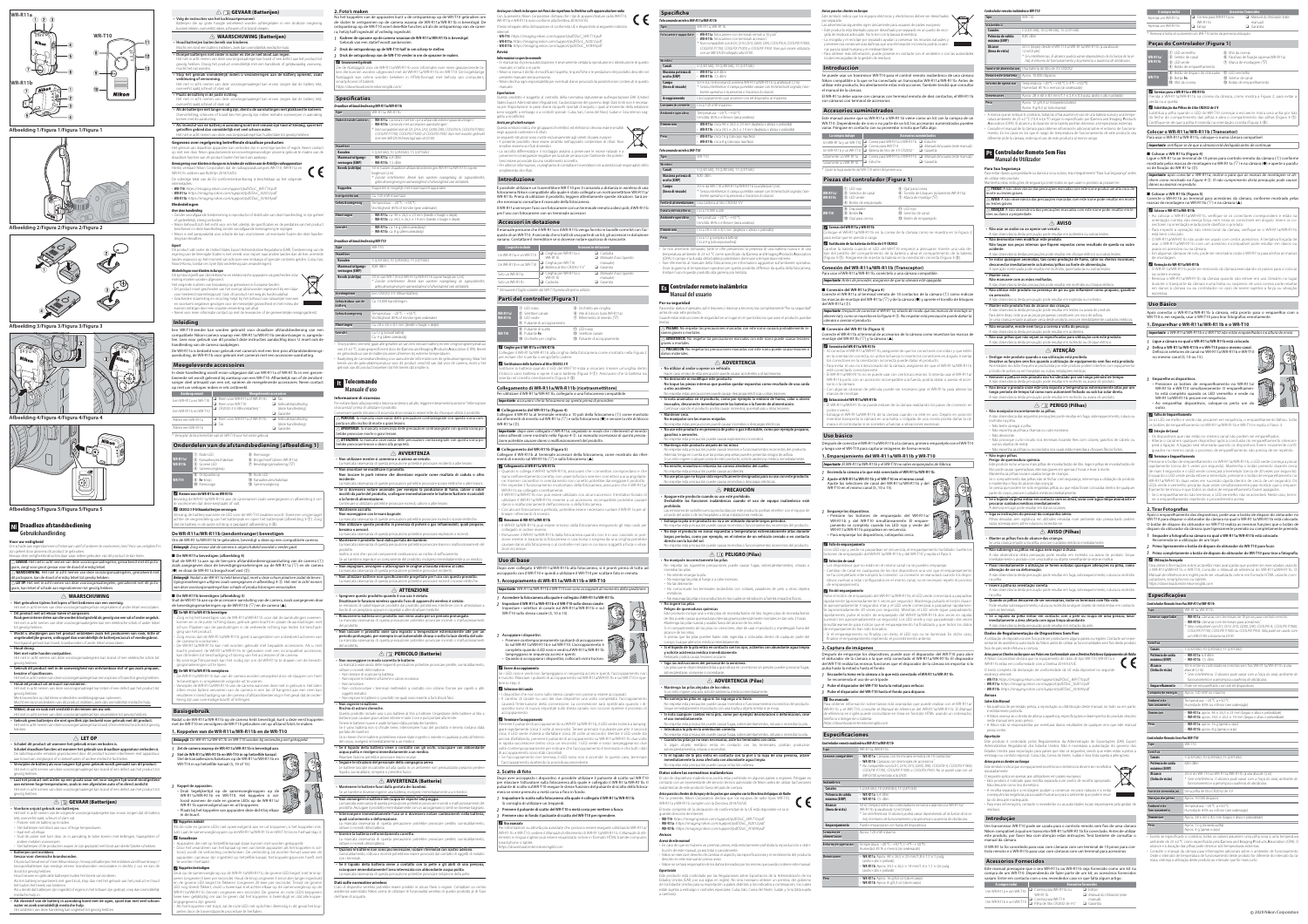WR-R11a

WR-T10

WR-R11b

Afbeelding 1/Figura 1/Figura 1

Afbeelding 2/Figura 2/Figura 2

Afbeelding 3/Figura 3/Figura 3

Afbeelding 4/Figura 4/Figura 4

Afbeelding 5/Figura 5/Figura 5

# Nl Draadloze afstandsbediening Gebruikshandleiding

## Inleiding

## Meegeleverde accessoires

## Onderdelen van de afstandsbediening (afbeelding 1)

## Basisgebruik

## Specificaties

# It Telecomando wireless Manuale d'uso

## Introduzione

## Accessori in dotazione

## Parti del controller (Figura 1)

## Uso di base

## Specifiche

# Es Controlador remoto inalámbrico Manual de usuario

## Introducción

## Accesorios suministrados

## Piezas del controlador (Figura 1)

## Uso básico

## Especificaciones

# Pt Controlador Remote Sem Fios Manual do Utilizador

## Introdução

## Acessórios Fornecidos

## Peças do Controlador (Figura 1)

## Uso Básico

## Especificações

© 2020 Nikon Corporation